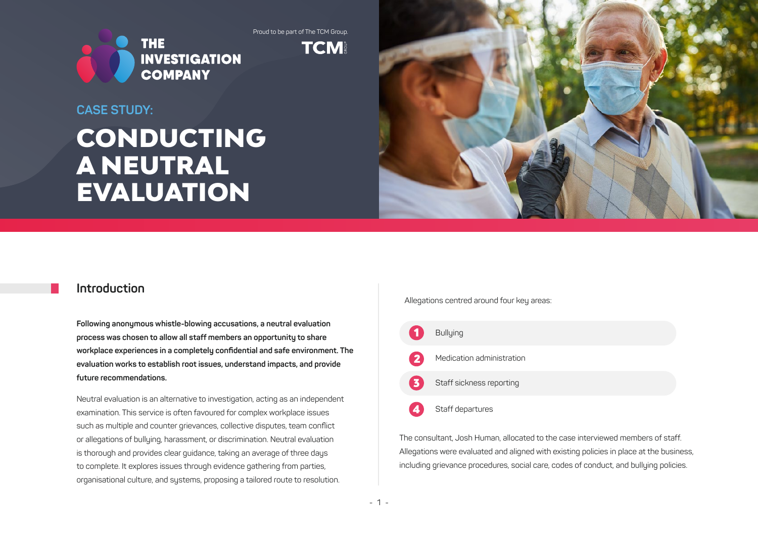THE INVESTIGATION COMPANY

Proud to be part of The TCM Group.

TCM GROUP

## CASE STUDY:

# CONDUCTING A NEUTRAL EVALUATION

## Introduction

**Following anonymous whistle-blowing accusations, a neutral evaluation process was chosen to allow all staff members an opportunity to share workplace experiences in a completely confidential and safe environment. The evaluation works to establish root issues, understand impacts, and provide future recommendations.**

Neutral evaluation is an alternative to investigation, acting as an independent examination. This service is often favoured for complex workplace issues such as multiple and counter grievances, collective disputes, team conflict or allegations of bullying, harassment, or discrimination. Neutral evaluation is thorough and provides clear guidance, taking an average of three days to complete. It explores issues through evidence gathering from parties, organisational culture, and systems, proposing a tailored route to resolution.

Allegations centred around four key areas:

1. Bullying
2. Medication administration
3. Staff sickness reporting
4. Staff departures

The consultant, Josh Human, allocated to the case interviewed members of staff. Allegations were evaluated and aligned with existing policies in place at the business, including grievance procedures, social care, codes of conduct, and bullying policies.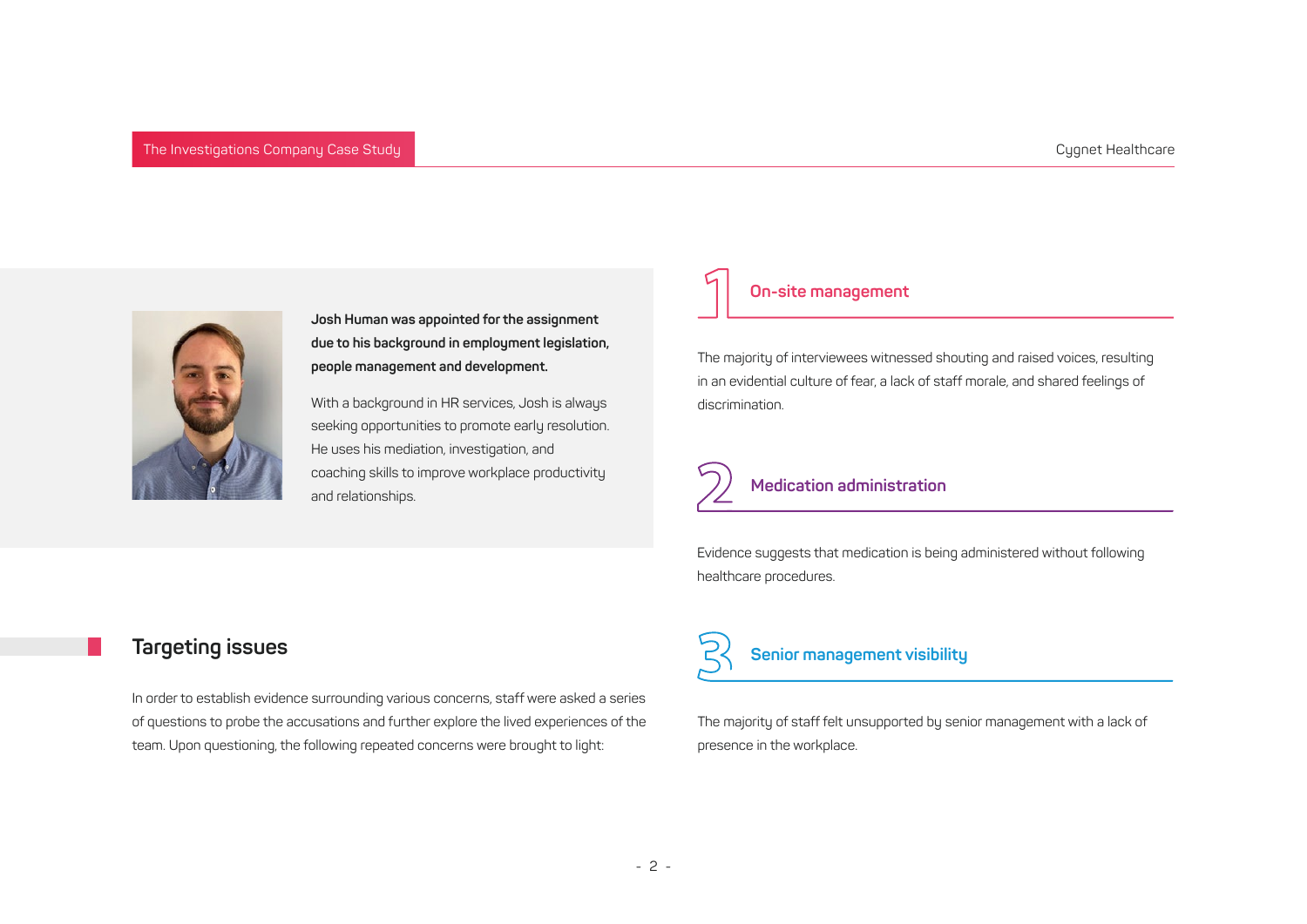**Josh Human was appointed for the assignment due to his background in employment legislation, people management and development.**

With a background in HR services, Josh is always seeking opportunities to promote early resolution. He uses his mediation, investigation, and coaching skills to improve workplace productivity and relationships.

## Targeting issues

In order to establish evidence surrounding various concerns, staff were asked a series of questions to probe the accusations and further explore the lived experiences of the team. Upon questioning, the following repeated concerns were brought to light:

### 1 On-site management

The majority of interviewees witnessed shouting and raised voices, resulting in an evidential culture of fear, a lack of staff morale, and shared feelings of discrimination.

### 2 Medication administration

Evidence suggests that medication is being administered without following healthcare procedures.

### 3 Senior management visibility

The majority of staff felt unsupported by senior management with a lack of presence in the workplace.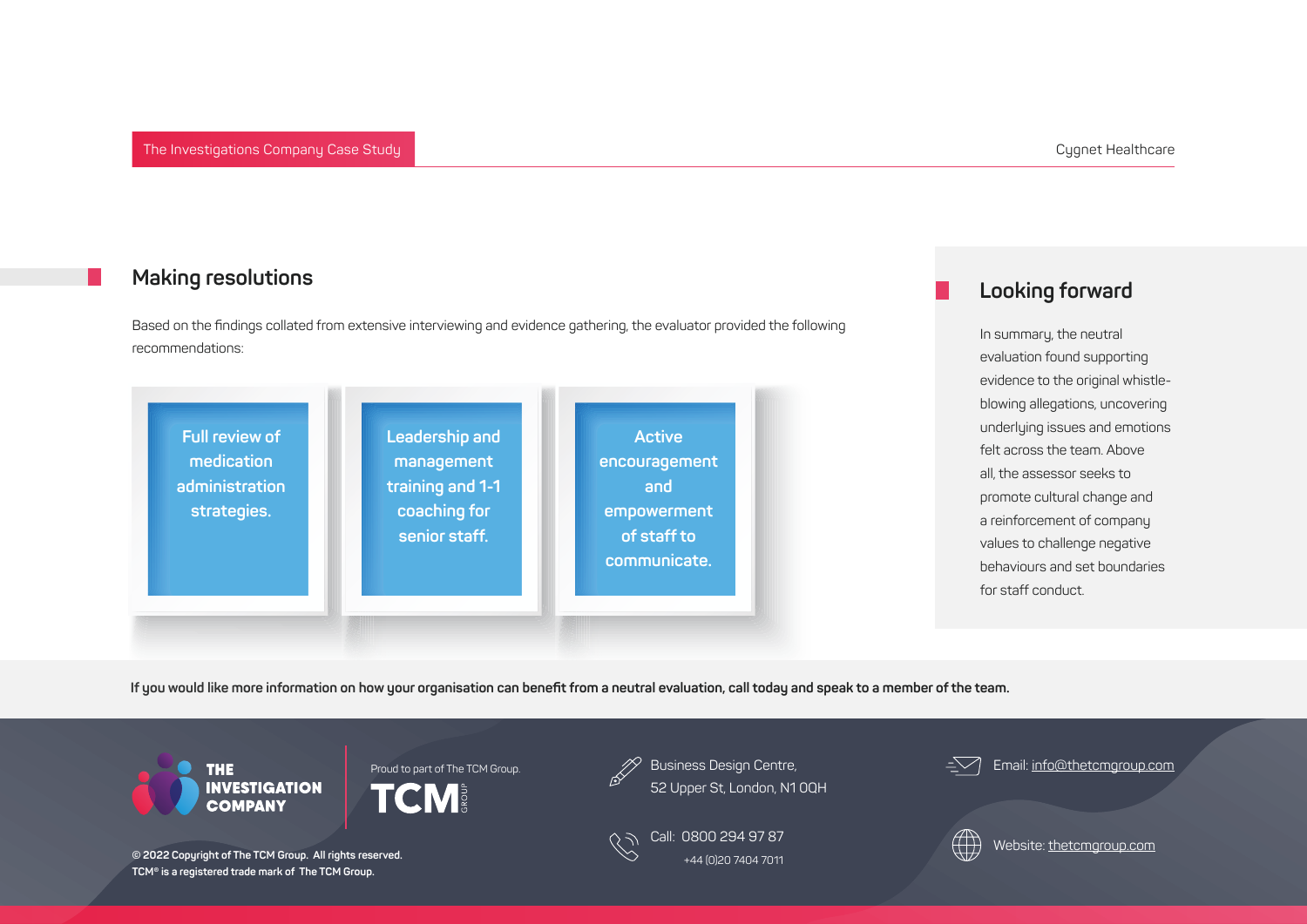## Making resolutions

Based on the findings collated from extensive interviewing and evidence gathering, the evaluator provided the following recommendations:

- Full review of medication administration strategies.
- Leadership and management training and 1-1 coaching for senior staff.
- Active encouragement and empowerment of staff to communicate.

## Looking forward

In summary, the neutral evaluation found supporting evidence to the original whistle-blowing allegations, uncovering underlying issues and emotions felt across the team. Above all, the assessor seeks to promote cultural change and a reinforcement of company values to challenge negative behaviours and set boundaries for staff conduct.

**If you would like more information on how your organisation can benefit from a neutral evaluation, call today and speak to a member of the team.**

THE INVESTIGATION COMPANY

Proud to part of The TCM Group.

TCM GROUP

© 2022 Copyright of The TCM Group. All rights reserved.
TCM® is a registered trade mark of The TCM Group.

Business Design Centre,
52 Upper St, London, N1 0QH

Call: 0800 294 97 87
+44 (0)20 7404 7011

Email: info@thetcmgroup.com

Website: thetcmgroup.com